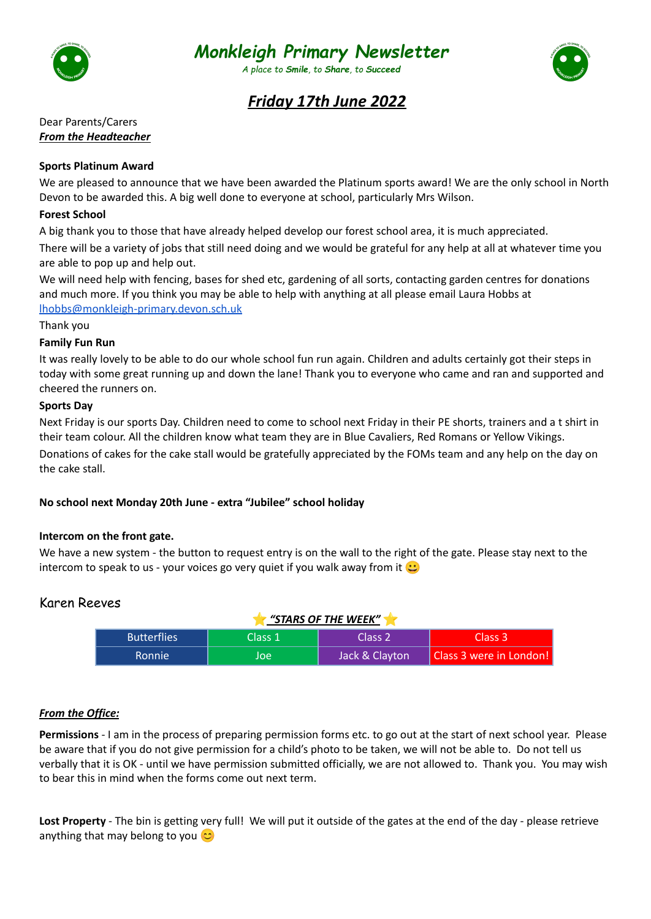# *Monkleigh Primary Newsletter*

*A place to **Smile**, to **Share**, to **Succeed***

## ***Friday 17th June 2022***

Dear Parents/Carers

***From the Headteacher***

**Sports Platinum Award**

We are pleased to announce that we have been awarded the Platinum sports award! We are the only school in North Devon to be awarded this. A big well done to everyone at school, particularly Mrs Wilson.

**Forest School**

A big thank you to those that have already helped develop our forest school area, it is much appreciated.

There will be a variety of jobs that still need doing and we would be grateful for any help at all at whatever time you are able to pop up and help out.

We will need help with fencing, bases for shed etc, gardening of all sorts, contacting garden centres for donations and much more. If you think you may be able to help with anything at all please email Laura Hobbs at lhobbs@monkleigh-primary.devon.sch.uk

Thank you

**Family Fun Run**

It was really lovely to be able to do our whole school fun run again. Children and adults certainly got their steps in today with some great running up and down the lane! Thank you to everyone who came and ran and supported and cheered the runners on.

**Sports Day**

Next Friday is our sports Day. Children need to come to school next Friday in their PE shorts, trainers and a t shirt in their team colour. All the children know what team they are in Blue Cavaliers, Red Romans or Yellow Vikings.

Donations of cakes for the cake stall would be gratefully appreciated by the FOMs team and any help on the day on the cake stall.

**No school next Monday 20th June - extra "Jubilee" school holiday**

**Intercom on the front gate.**

We have a new system - the button to request entry is on the wall to the right of the gate. Please stay next to the intercom to speak to us - your voices go very quiet if you walk away from it 😀

Karen Reeves

⭐ ***"STARS OF THE WEEK"*** ⭐

| Butterflies | Class 1 | Class 2 | Class 3 |
|---|---|---|---|
| Ronnie | Joe | Jack & Clayton | Class 3 were in London! |

***From the Office:***

**Permissions** - I am in the process of preparing permission forms etc. to go out at the start of next school year. Please be aware that if you do not give permission for a child's photo to be taken, we will not be able to. Do not tell us verbally that it is OK - until we have permission submitted officially, we are not allowed to. Thank you. You may wish to bear this in mind when the forms come out next term.

**Lost Property** - The bin is getting very full! We will put it outside of the gates at the end of the day - please retrieve anything that may belong to you 😊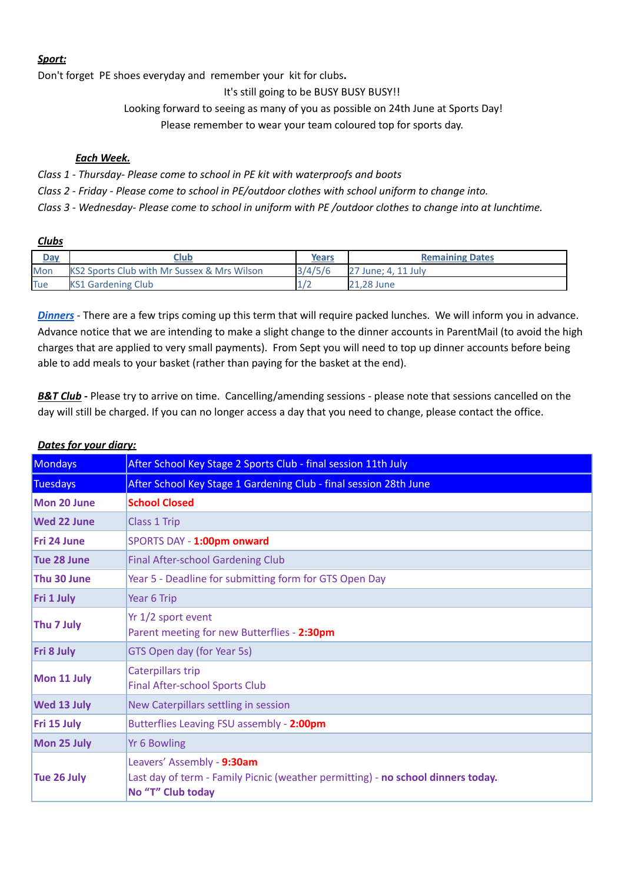***Sport:***

Don't forget PE shoes everyday and remember your kit for clubs**.**

It's still going to be BUSY BUSY BUSY!!

Looking forward to seeing as many of you as possible on 24th June at Sports Day!

Please remember to wear your team coloured top for sports day.

***Each Week.***

*Class 1 - Thursday- Please come to school in PE kit with waterproofs and boots*

*Class 2 - Friday - Please come to school in PE/outdoor clothes with school uniform to change into.*

*Class 3 - Wednesday- Please come to school in uniform with PE /outdoor clothes to change into at lunchtime.*

***Clubs***

| Day | Club | Years | Remaining Dates |
|---|---|---|---|
| Mon | KS2 Sports Club with Mr Sussex & Mrs Wilson | 3/4/5/6 | 27 June; 4, 11 July |
| Tue | KS1 Gardening Club | 1/2 | 21,28 June |

***Dinners*** - There are a few trips coming up this term that will require packed lunches. We will inform you in advance. Advance notice that we are intending to make a slight change to the dinner accounts in ParentMail (to avoid the high charges that are applied to very small payments). From Sept you will need to top up dinner accounts before being able to add meals to your basket (rather than paying for the basket at the end).

***B&T Club*** **-** Please try to arrive on time. Cancelling/amending sessions - please note that sessions cancelled on the day will still be charged. If you can no longer access a day that you need to change, please contact the office.

***Dates for your diary:***

| | |
|---|---|
| Mondays | After School Key Stage 2 Sports Club - final session 11th July |
| Tuesdays | After School Key Stage 1 Gardening Club - final session 28th June |
| **Mon 20 June** | **School Closed** |
| **Wed 22 June** | Class 1 Trip |
| **Fri 24 June** | SPORTS DAY - **1:00pm onward** |
| **Tue 28 June** | Final After-school Gardening Club |
| **Thu 30 June** | Year 5 - Deadline for submitting form for GTS Open Day |
| **Fri 1 July** | Year 6 Trip |
| **Thu 7 July** | Yr 1/2 sport event<br>Parent meeting for new Butterflies - **2:30pm** |
| **Fri 8 July** | GTS Open day (for Year 5s) |
| **Mon 11 July** | Caterpillars trip<br>Final After-school Sports Club |
| **Wed 13 July** | New Caterpillars settling in session |
| **Fri 15 July** | Butterflies Leaving FSU assembly - **2:00pm** |
| **Mon 25 July** | Yr 6 Bowling |
| **Tue 26 July** | Leavers' Assembly - **9:30am**<br>Last day of term - Family Picnic (weather permitting) - **no school dinners today.**<br>**No "T" Club today** |